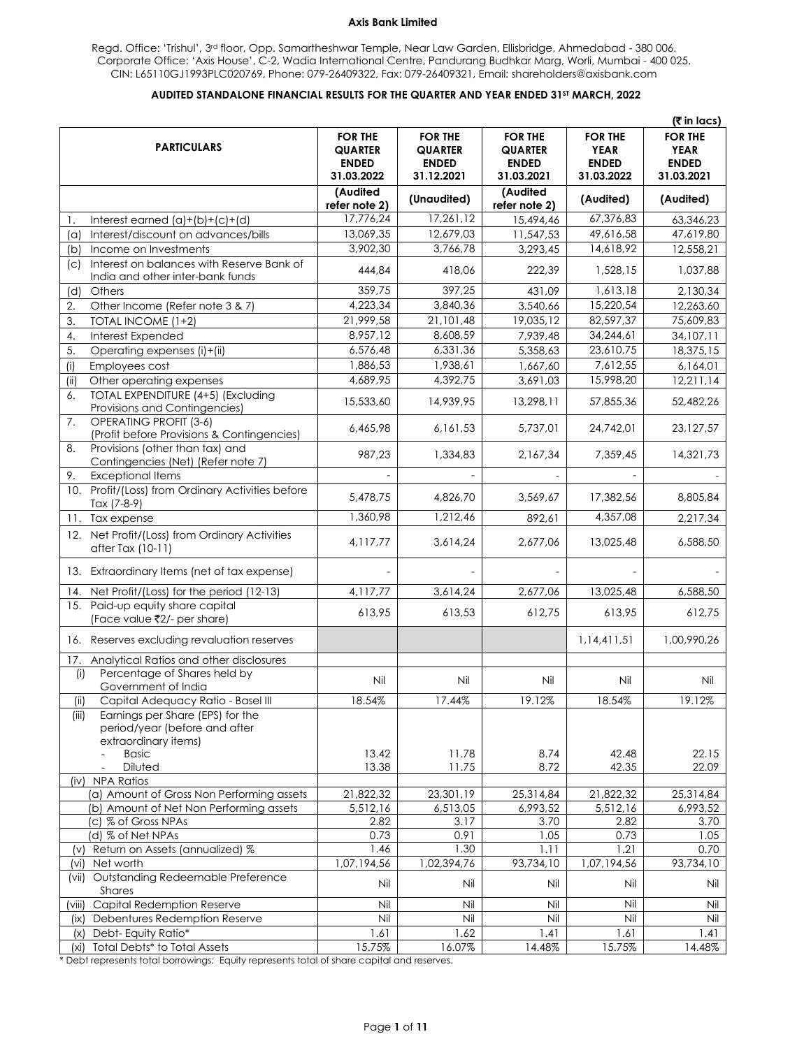**Axis Bank Limited**

Regd. Office: 'Trishul', 3rd floor, Opp. Samartheshwar Temple, Near Law Garden, Ellisbridge, Ahmedabad - 380 006.
Corporate Office: 'Axis House', C-2, Wadia International Centre, Pandurang Budhkar Marg, Worli, Mumbai - 400 025.
CIN: L65110GJ1993PLC020769, Phone: 079-26409322, Fax: 079-26409321, Email: shareholders@axisbank.com

**AUDITED STANDALONE FINANCIAL RESULTS FOR THE QUARTER AND YEAR ENDED 31ST MARCH, 2022**

(₹ in lacs)

| PARTICULARS | FOR THE QUARTER ENDED 31.03.2022 | FOR THE QUARTER ENDED 31.12.2021 | FOR THE QUARTER ENDED 31.03.2021 | FOR THE YEAR ENDED 31.03.2022 | FOR THE YEAR ENDED 31.03.2021 |
|---|---|---|---|---|---|
| | (Audited refer note 2) | (Unaudited) | (Audited refer note 2) | (Audited) | (Audited) |
| 1. Interest earned (a)+(b)+(c)+(d) | 17,776,24 | 17,261,12 | 15,494,46 | 67,376,83 | 63,346,23 |
| (a) Interest/discount on advances/bills | 13,069,35 | 12,679,03 | 11,547,53 | 49,616,58 | 47,619,80 |
| (b) Income on Investments | 3,902,30 | 3,766,78 | 3,293,45 | 14,618,92 | 12,558,21 |
| (c) Interest on balances with Reserve Bank of India and other inter-bank funds | 444,84 | 418,06 | 222,39 | 1,528,15 | 1,037,88 |
| (d) Others | 359,75 | 397,25 | 431,09 | 1,613,18 | 2,130,34 |
| 2. Other Income (Refer note 3 & 7) | 4,223,34 | 3,840,36 | 3,540,66 | 15,220,54 | 12,263,60 |
| 3. TOTAL INCOME (1+2) | 21,999,58 | 21,101,48 | 19,035,12 | 82,597,37 | 75,609,83 |
| 4. Interest Expended | 8,957,12 | 8,608,59 | 7,939,48 | 34,244,61 | 34,107,11 |
| 5. Operating expenses (i)+(ii) | 6,576,48 | 6,331,36 | 5,358,63 | 23,610,75 | 18,375,15 |
| (i) Employees cost | 1,886,53 | 1,938,61 | 1,667,60 | 7,612,55 | 6,164,01 |
| (ii) Other operating expenses | 4,689,95 | 4,392,75 | 3,691,03 | 15,998,20 | 12,211,14 |
| 6. TOTAL EXPENDITURE (4+5) (Excluding Provisions and Contingencies) | 15,533,60 | 14,939,95 | 13,298,11 | 57,855,36 | 52,482,26 |
| 7. OPERATING PROFIT (3-6) (Profit before Provisions & Contingencies) | 6,465,98 | 6,161,53 | 5,737,01 | 24,742,01 | 23,127,57 |
| 8. Provisions (other than tax) and Contingencies (Net) (Refer note 7) | 987,23 | 1,334,83 | 2,167,34 | 7,359,45 | 14,321,73 |
| 9. Exceptional Items | - | - | - | - | - |
| 10. Profit/(Loss) from Ordinary Activities before Tax (7-8-9) | 5,478,75 | 4,826,70 | 3,569,67 | 17,382,56 | 8,805,84 |
| 11. Tax expense | 1,360,98 | 1,212,46 | 892,61 | 4,357,08 | 2,217,34 |
| 12. Net Profit/(Loss) from Ordinary Activities after Tax (10-11) | 4,117,77 | 3,614,24 | 2,677,06 | 13,025,48 | 6,588,50 |
| 13. Extraordinary Items (net of tax expense) | - | - | - | - | - |
| 14. Net Profit/(Loss) for the period (12-13) | 4,117,77 | 3,614,24 | 2,677,06 | 13,025,48 | 6,588,50 |
| 15. Paid-up equity share capital (Face value ₹2/- per share) | 613,95 | 613,53 | 612,75 | 613,95 | 612,75 |
| 16. Reserves excluding revaluation reserves | | | | 1,14,411,51 | 1,00,990,26 |
| 17. Analytical Ratios and other disclosures | | | | | |
| (i) Percentage of Shares held by Government of India | Nil | Nil | Nil | Nil | Nil |
| (ii) Capital Adequacy Ratio - Basel III | 18.54% | 17.44% | 19.12% | 18.54% | 19.12% |
| (iii) Earnings per Share (EPS) for the period/year (before and after extraordinary items) | | | | | |
| - Basic | 13.42 | 11.78 | 8.74 | 42.48 | 22.15 |
| - Diluted | 13.38 | 11.75 | 8.72 | 42.35 | 22.09 |
| (iv) NPA Ratios | | | | | |
| (a) Amount of Gross Non Performing assets | 21,822,32 | 23,301,19 | 25,314,84 | 21,822,32 | 25,314,84 |
| (b) Amount of Net Non Performing assets | 5,512,16 | 6,513,05 | 6,993,52 | 5,512,16 | 6,993,52 |
| (c) % of Gross NPAs | 2.82 | 3.17 | 3.70 | 2.82 | 3.70 |
| (d) % of Net NPAs | 0.73 | 0.91 | 1.05 | 0.73 | 1.05 |
| (v) Return on Assets (annualized) % | 1.46 | 1.30 | 1.11 | 1.21 | 0.70 |
| (vi) Net worth | 1,07,194,56 | 1,02,394,76 | 93,734,10 | 1,07,194,56 | 93,734,10 |
| (vii) Outstanding Redeemable Preference Shares | Nil | Nil | Nil | Nil | Nil |
| (viii) Capital Redemption Reserve | Nil | Nil | Nil | Nil | Nil |
| (ix) Debentures Redemption Reserve | Nil | Nil | Nil | Nil | Nil |
| (x) Debt- Equity Ratio* | 1.61 | 1.62 | 1.41 | 1.61 | 1.41 |
| (xi) Total Debts* to Total Assets | 15.75% | 16.07% | 14.48% | 15.75% | 14.48% |

\* Debt represents total borrowings; Equity represents total of share capital and reserves.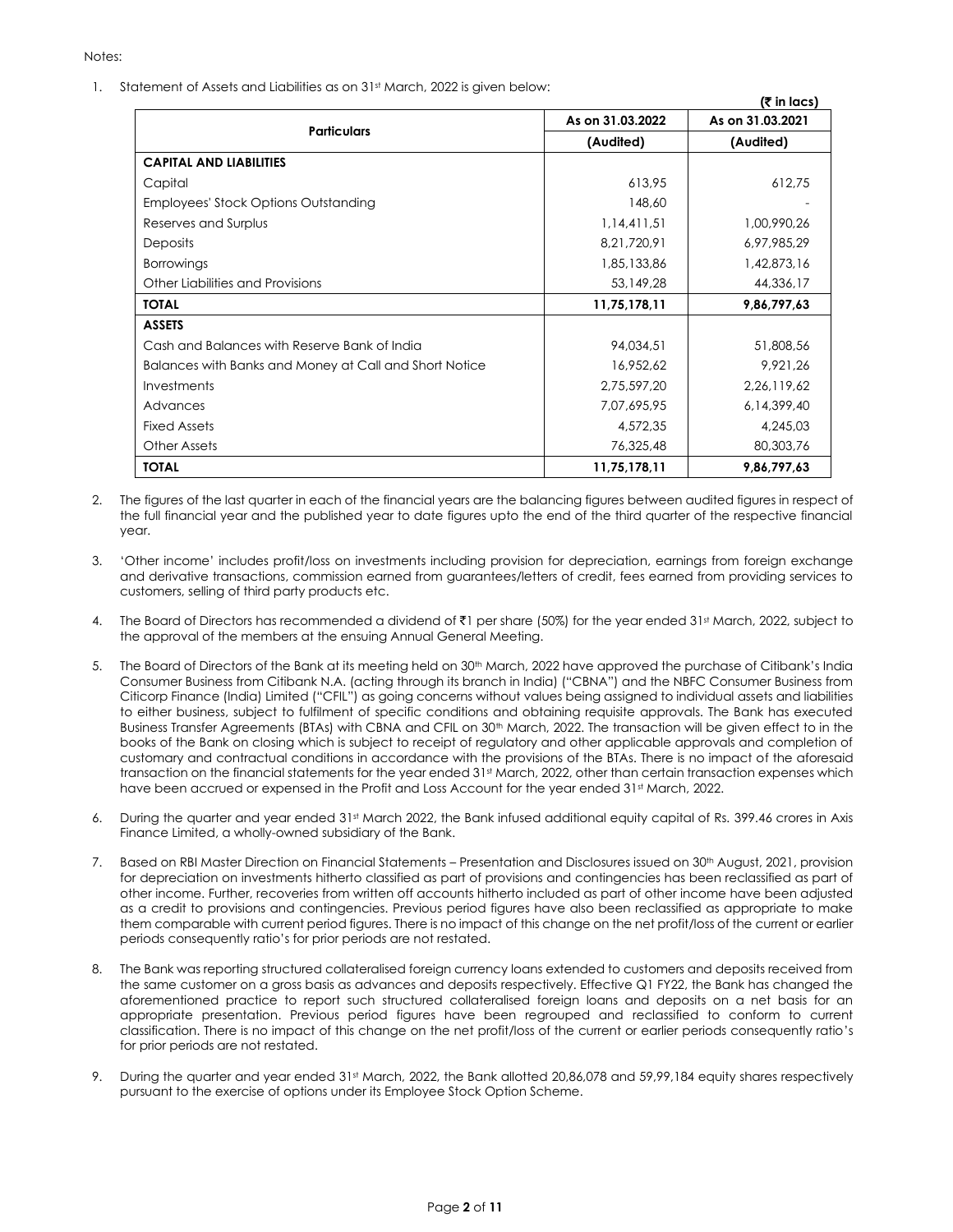Notes:

1. Statement of Assets and Liabilities as on 31st March, 2022 is given below:

(₹ in lacs)

| Particulars | As on 31.03.2022 | As on 31.03.2021 |
|---|---|---|
| | (Audited) | (Audited) |
| **CAPITAL AND LIABILITIES** | | |
| Capital | 613,95 | 612,75 |
| Employees' Stock Options Outstanding | 148,60 | - |
| Reserves and Surplus | 1,14,411,51 | 1,00,990,26 |
| Deposits | 8,21,720,91 | 6,97,985,29 |
| Borrowings | 1,85,133,86 | 1,42,873,16 |
| Other Liabilities and Provisions | 53,149,28 | 44,336,17 |
| **TOTAL** | **11,75,178,11** | **9,86,797,63** |
| **ASSETS** | | |
| Cash and Balances with Reserve Bank of India | 94,034,51 | 51,808,56 |
| Balances with Banks and Money at Call and Short Notice | 16,952,62 | 9,921,26 |
| Investments | 2,75,597,20 | 2,26,119,62 |
| Advances | 7,07,695,95 | 6,14,399,40 |
| Fixed Assets | 4,572,35 | 4,245,03 |
| Other Assets | 76,325,48 | 80,303,76 |
| **TOTAL** | **11,75,178,11** | **9,86,797,63** |

2. The figures of the last quarter in each of the financial years are the balancing figures between audited figures in respect of the full financial year and the published year to date figures upto the end of the third quarter of the respective financial year.

3. 'Other income' includes profit/loss on investments including provision for depreciation, earnings from foreign exchange and derivative transactions, commission earned from guarantees/letters of credit, fees earned from providing services to customers, selling of third party products etc.

4. The Board of Directors has recommended a dividend of ₹1 per share (50%) for the year ended 31st March, 2022, subject to the approval of the members at the ensuing Annual General Meeting.

5. The Board of Directors of the Bank at its meeting held on 30th March, 2022 have approved the purchase of Citibank's India Consumer Business from Citibank N.A. (acting through its branch in India) ("CBNA") and the NBFC Consumer Business from Citicorp Finance (India) Limited ("CFIL") as going concerns without values being assigned to individual assets and liabilities to either business, subject to fulfilment of specific conditions and obtaining requisite approvals. The Bank has executed Business Transfer Agreements (BTAs) with CBNA and CFIL on 30th March, 2022. The transaction will be given effect to in the books of the Bank on closing which is subject to receipt of regulatory and other applicable approvals and completion of customary and contractual conditions in accordance with the provisions of the BTAs. There is no impact of the aforesaid transaction on the financial statements for the year ended 31st March, 2022, other than certain transaction expenses which have been accrued or expensed in the Profit and Loss Account for the year ended 31st March, 2022.

6. During the quarter and year ended 31st March 2022, the Bank infused additional equity capital of Rs. 399.46 crores in Axis Finance Limited, a wholly-owned subsidiary of the Bank.

7. Based on RBI Master Direction on Financial Statements – Presentation and Disclosures issued on 30th August, 2021, provision for depreciation on investments hitherto classified as part of provisions and contingencies has been reclassified as part of other income. Further, recoveries from written off accounts hitherto included as part of other income have been adjusted as a credit to provisions and contingencies. Previous period figures have also been reclassified as appropriate to make them comparable with current period figures. There is no impact of this change on the net profit/loss of the current or earlier periods consequently ratio's for prior periods are not restated.

8. The Bank was reporting structured collateralised foreign currency loans extended to customers and deposits received from the same customer on a gross basis as advances and deposits respectively. Effective Q1 FY22, the Bank has changed the aforementioned practice to report such structured collateralised foreign loans and deposits on a net basis for an appropriate presentation. Previous period figures have been regrouped and reclassified to conform to current classification. There is no impact of this change on the net profit/loss of the current or earlier periods consequently ratio's for prior periods are not restated.

9. During the quarter and year ended 31st March, 2022, the Bank allotted 20,86,078 and 59,99,184 equity shares respectively pursuant to the exercise of options under its Employee Stock Option Scheme.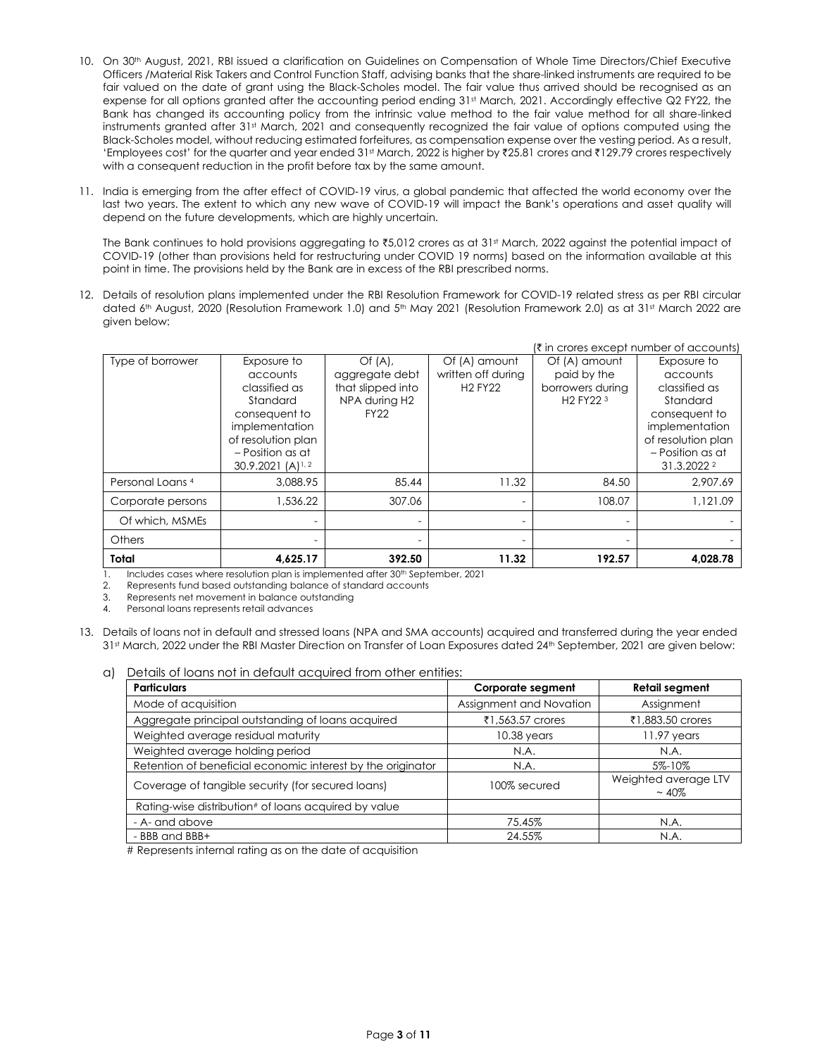10. On 30th August, 2021, RBI issued a clarification on Guidelines on Compensation of Whole Time Directors/Chief Executive Officers /Material Risk Takers and Control Function Staff, advising banks that the share-linked instruments are required to be fair valued on the date of grant using the Black-Scholes model. The fair value thus arrived should be recognised as an expense for all options granted after the accounting period ending 31st March, 2021. Accordingly effective Q2 FY22, the Bank has changed its accounting policy from the intrinsic value method to the fair value method for all share-linked instruments granted after 31st March, 2021 and consequently recognized the fair value of options computed using the Black-Scholes model, without reducing estimated forfeitures, as compensation expense over the vesting period. As a result, 'Employees cost' for the quarter and year ended 31st March, 2022 is higher by ₹25.81 crores and ₹129.79 crores respectively with a consequent reduction in the profit before tax by the same amount.

11. India is emerging from the after effect of COVID-19 virus, a global pandemic that affected the world economy over the last two years. The extent to which any new wave of COVID-19 will impact the Bank's operations and asset quality will depend on the future developments, which are highly uncertain.

    The Bank continues to hold provisions aggregating to ₹5,012 crores as at 31st March, 2022 against the potential impact of COVID-19 (other than provisions held for restructuring under COVID 19 norms) based on the information available at this point in time. The provisions held by the Bank are in excess of the RBI prescribed norms.

12. Details of resolution plans implemented under the RBI Resolution Framework for COVID-19 related stress as per RBI circular dated 6th August, 2020 (Resolution Framework 1.0) and 5th May 2021 (Resolution Framework 2.0) as at 31st March 2022 are given below:

(₹ in crores except number of accounts)

| Type of borrower | Exposure to accounts classified as Standard consequent to implementation of resolution plan – Position as at 30.9.2021 (A)[1, 2] | Of (A), aggregate debt that slipped into NPA during H2 FY22 | Of (A) amount written off during H2 FY22 | Of (A) amount paid by the borrowers during H2 FY22 [3] | Exposure to accounts classified as Standard consequent to implementation of resolution plan – Position as at 31.3.2022 [2] |
|---|---|---|---|---|---|
| Personal Loans [4] | 3,088.95 | 85.44 | 11.32 | 84.50 | 2,907.69 |
| Corporate persons | 1,536.22 | 307.06 | - | 108.07 | 1,121.09 |
| Of which, MSMEs | - | - | - | - | - |
| Others | - | - | - | - | - |
| **Total** | **4,625.17** | **392.50** | **11.32** | **192.57** | **4,028.78** |

1. Includes cases where resolution plan is implemented after 30th September, 2021
2. Represents fund based outstanding balance of standard accounts
3. Represents net movement in balance outstanding
4. Personal loans represents retail advances

13. Details of loans not in default and stressed loans (NPA and SMA accounts) acquired and transferred during the year ended 31st March, 2022 under the RBI Master Direction on Transfer of Loan Exposures dated 24th September, 2021 are given below:

    a) Details of loans not in default acquired from other entities:

| Particulars | Corporate segment | Retail segment |
|---|---|---|
| Mode of acquisition | Assignment and Novation | Assignment |
| Aggregate principal outstanding of loans acquired | ₹1,563.57 crores | ₹1,883.50 crores |
| Weighted average residual maturity | 10.38 years | 11.97 years |
| Weighted average holding period | N.A. | N.A. |
| Retention of beneficial economic interest by the originator | N.A. | 5%-10% |
| Coverage of tangible security (for secured loans) | 100% secured | Weighted average LTV ~ 40% |
| Rating-wise distribution# of loans acquired by value | | |
| - A- and above | 75.45% | N.A. |
| - BBB and BBB+ | 24.55% | N.A. |

# Represents internal rating as on the date of acquisition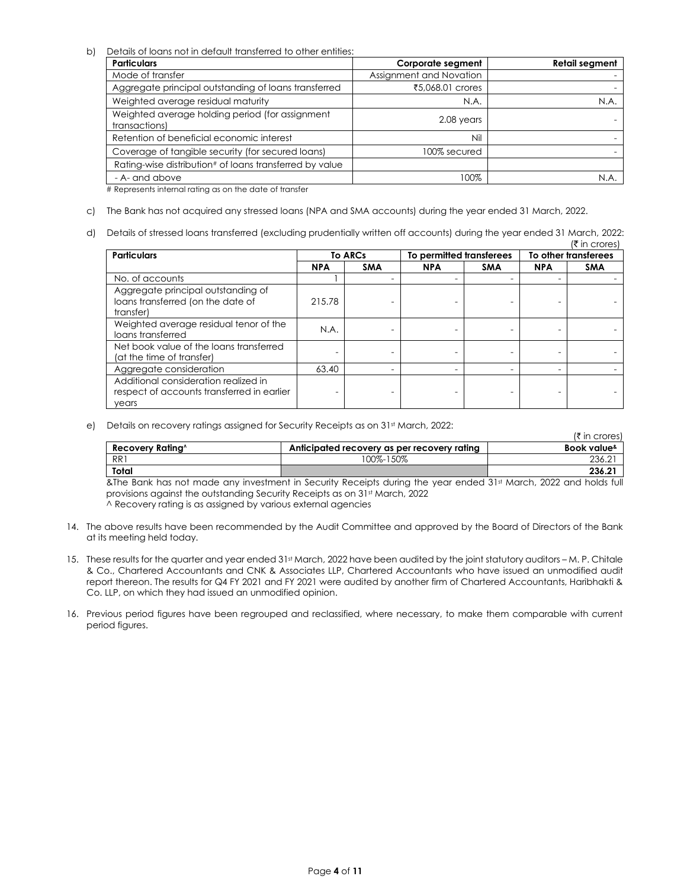b) Details of loans not in default transferred to other entities:

| Particulars | Corporate segment | Retail segment |
|---|---|---|
| Mode of transfer | Assignment and Novation | - |
| Aggregate principal outstanding of loans transferred | ₹5,068.01 crores | - |
| Weighted average residual maturity | N.A. | N.A. |
| Weighted average holding period (for assignment transactions) | 2.08 years | - |
| Retention of beneficial economic interest | Nil | - |
| Coverage of tangible security (for secured loans) | 100% secured | - |
| Rating-wise distribution# of loans transferred by value | | |
| - A- and above | 100% | N.A. |

# Represents internal rating as on the date of transfer

c) The Bank has not acquired any stressed loans (NPA and SMA accounts) during the year ended 31 March, 2022.

d) Details of stressed loans transferred (excluding prudentially written off accounts) during the year ended 31 March, 2022:

(₹ in crores)

| Particulars | To ARCs | | To permitted transferees | | To other transferees | |
|---|---|---|---|---|---|---|
| | NPA | SMA | NPA | SMA | NPA | SMA |
| No. of accounts | 1 | - | - | - | - | - |
| Aggregate principal outstanding of loans transferred (on the date of transfer) | 215.78 | - | - | - | - | - |
| Weighted average residual tenor of the loans transferred | N.A. | - | - | - | - | - |
| Net book value of the loans transferred (at the time of transfer) | - | - | - | - | - | - |
| Aggregate consideration | 63.40 | - | - | - | - | - |
| Additional consideration realized in respect of accounts transferred in earlier years | - | - | - | - | - | - |

e) Details on recovery ratings assigned for Security Receipts as on 31st March, 2022:

(₹ in crores)

| Recovery Rating^ | Anticipated recovery as per recovery rating | Book value& |
|---|---|---|
| RR1 | 100%-150% | 236.21 |
| **Total** | | **236.21** |

&The Bank has not made any investment in Security Receipts during the year ended 31st March, 2022 and holds full provisions against the outstanding Security Receipts as on 31st March, 2022

^ Recovery rating is as assigned by various external agencies

14. The above results have been recommended by the Audit Committee and approved by the Board of Directors of the Bank at its meeting held today.

15. These results for the quarter and year ended 31st March, 2022 have been audited by the joint statutory auditors – M. P. Chitale & Co., Chartered Accountants and CNK & Associates LLP, Chartered Accountants who have issued an unmodified audit report thereon. The results for Q4 FY 2021 and FY 2021 were audited by another firm of Chartered Accountants, Haribhakti & Co. LLP, on which they had issued an unmodified opinion.

16. Previous period figures have been regrouped and reclassified, where necessary, to make them comparable with current period figures.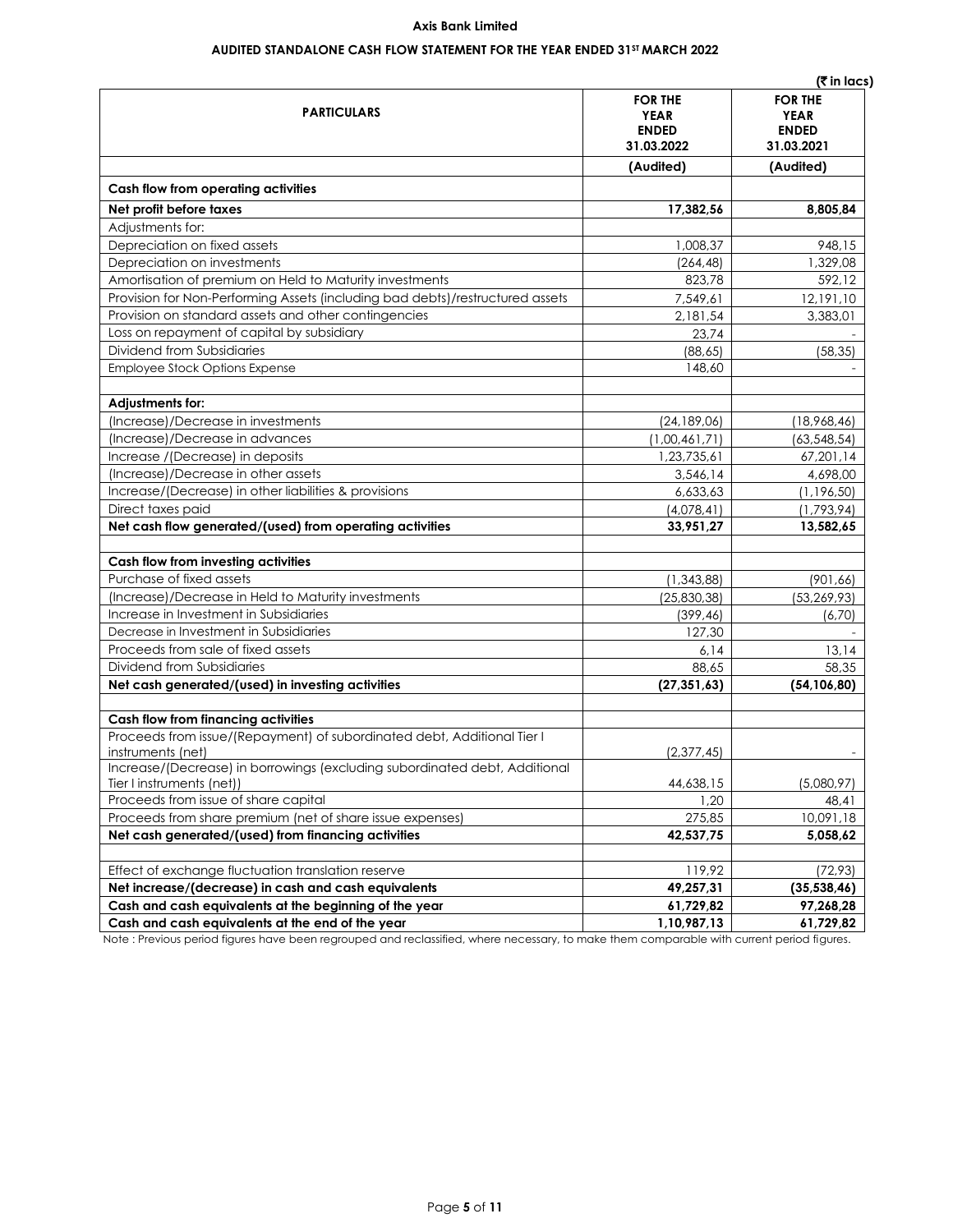**Axis Bank Limited**

**AUDITED STANDALONE CASH FLOW STATEMENT FOR THE YEAR ENDED 31ST MARCH 2022**

(₹ in lacs)

| PARTICULARS | FOR THE YEAR ENDED 31.03.2022 | FOR THE YEAR ENDED 31.03.2021 |
|---|---|---|
| | (Audited) | (Audited) |
| **Cash flow from operating activities** | | |
| **Net profit before taxes** | **17,382,56** | **8,805,84** |
| Adjustments for: | | |
| Depreciation on fixed assets | 1,008,37 | 948,15 |
| Depreciation on investments | (264,48) | 1,329,08 |
| Amortisation of premium on Held to Maturity investments | 823,78 | 592,12 |
| Provision for Non-Performing Assets (including bad debts)/restructured assets | 7,549,61 | 12,191,10 |
| Provision on standard assets and other contingencies | 2,181,54 | 3,383,01 |
| Loss on repayment of capital by subsidiary | 23,74 | - |
| Dividend from Subsidiaries | (88,65) | (58,35) |
| Employee Stock Options Expense | 148,60 | - |
| | | |
| **Adjustments for:** | | |
| (Increase)/Decrease in investments | (24,189,06) | (18,968,46) |
| (Increase)/Decrease in advances | (1,00,461,71) | (63,548,54) |
| Increase /(Decrease) in deposits | 1,23,735,61 | 67,201,14 |
| (Increase)/Decrease in other assets | 3,546,14 | 4,698,00 |
| Increase/(Decrease) in other liabilities & provisions | 6,633,63 | (1,196,50) |
| Direct taxes paid | (4,078,41) | (1,793,94) |
| **Net cash flow generated/(used) from operating activities** | **33,951,27** | **13,582,65** |
| | | |
| **Cash flow from investing activities** | | |
| Purchase of fixed assets | (1,343,88) | (901,66) |
| (Increase)/Decrease in Held to Maturity investments | (25,830,38) | (53,269,93) |
| Increase in Investment in Subsidiaries | (399,46) | (6,70) |
| Decrease in Investment in Subsidiaries | 127,30 | - |
| Proceeds from sale of fixed assets | 6,14 | 13,14 |
| Dividend from Subsidiaries | 88,65 | 58,35 |
| **Net cash generated/(used) in investing activities** | **(27,351,63)** | **(54,106,80)** |
| | | |
| **Cash flow from financing activities** | | |
| Proceeds from issue/(Repayment) of subordinated debt, Additional Tier I instruments (net) | (2,377,45) | - |
| Increase/(Decrease) in borrowings (excluding subordinated debt, Additional Tier I instruments (net)) | 44,638,15 | (5,080,97) |
| Proceeds from issue of share capital | 1,20 | 48,41 |
| Proceeds from share premium (net of share issue expenses) | 275,85 | 10,091,18 |
| **Net cash generated/(used) from financing activities** | **42,537,75** | **5,058,62** |
| | | |
| Effect of exchange fluctuation translation reserve | 119,92 | (72,93) |
| **Net increase/(decrease) in cash and cash equivalents** | **49,257,31** | **(35,538,46)** |
| **Cash and cash equivalents at the beginning of the year** | **61,729,82** | **97,268,28** |
| **Cash and cash equivalents at the end of the year** | **1,10,987,13** | **61,729,82** |

Note : Previous period figures have been regrouped and reclassified, where necessary, to make them comparable with current period figures.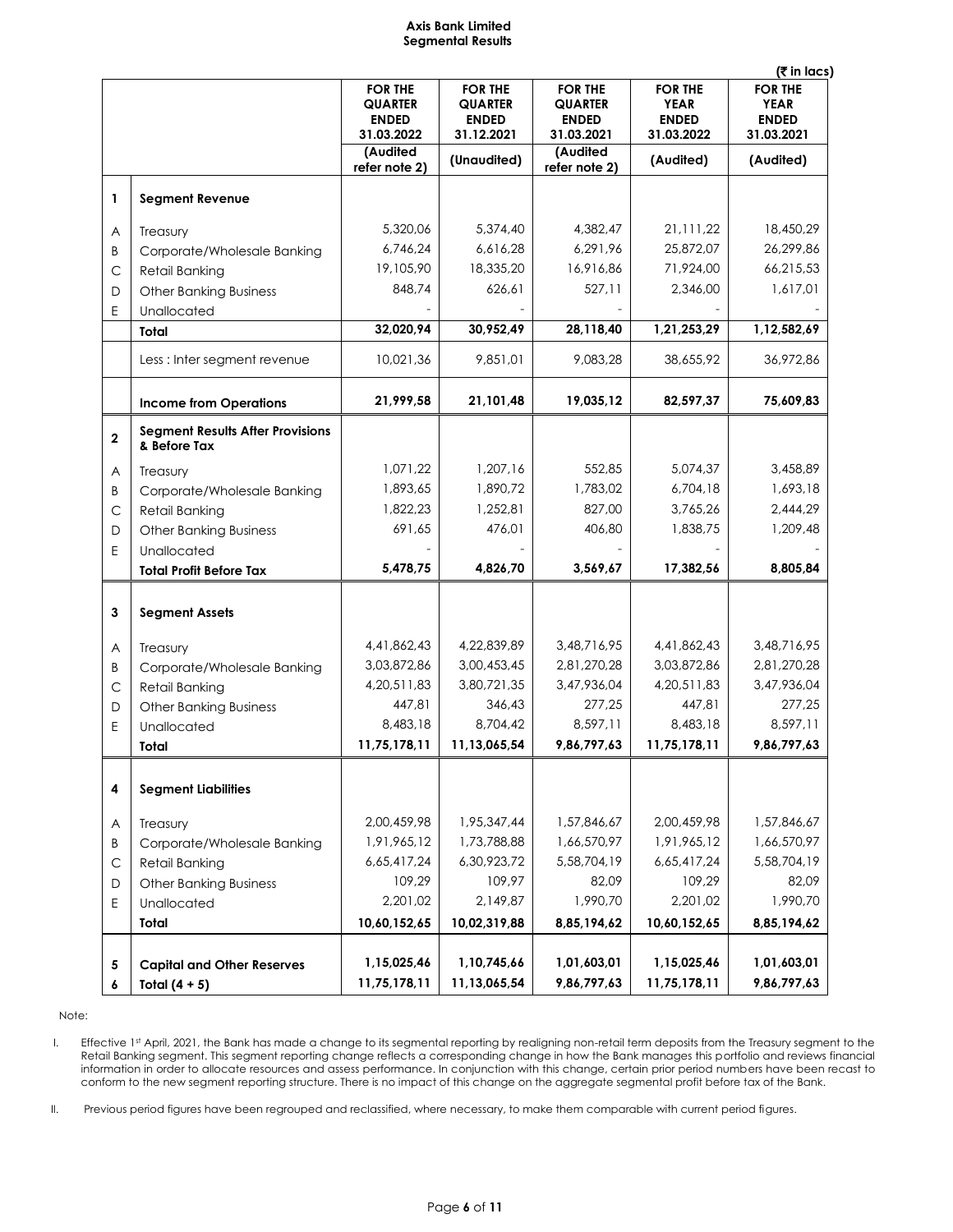**Axis Bank Limited**
**Segmental Results**

(₹ in lacs)

| | | FOR THE QUARTER ENDED 31.03.2022 | FOR THE QUARTER ENDED 31.12.2021 | FOR THE QUARTER ENDED 31.03.2021 | FOR THE YEAR ENDED 31.03.2022 | FOR THE YEAR ENDED 31.03.2021 |
|---|---|---|---|---|---|---|
| | | (Audited refer note 2) | (Unaudited) | (Audited refer note 2) | (Audited) | (Audited) |
| **1** | **Segment Revenue** | | | | | |
| A | Treasury | 5,320,06 | 5,374,40 | 4,382,47 | 21,111,22 | 18,450,29 |
| B | Corporate/Wholesale Banking | 6,746,24 | 6,616,28 | 6,291,96 | 25,872,07 | 26,299,86 |
| C | Retail Banking | 19,105,90 | 18,335,20 | 16,916,86 | 71,924,00 | 66,215,53 |
| D | Other Banking Business | 848,74 | 626,61 | 527,11 | 2,346,00 | 1,617,01 |
| E | Unallocated | - | - | - | - | - |
| | **Total** | **32,020,94** | **30,952,49** | **28,118,40** | **1,21,253,29** | **1,12,582,69** |
| | Less : Inter segment revenue | 10,021,36 | 9,851,01 | 9,083,28 | 38,655,92 | 36,972,86 |
| | **Income from Operations** | **21,999,58** | **21,101,48** | **19,035,12** | **82,597,37** | **75,609,83** |
| **2** | **Segment Results After Provisions & Before Tax** | | | | | |
| A | Treasury | 1,071,22 | 1,207,16 | 552,85 | 5,074,37 | 3,458,89 |
| B | Corporate/Wholesale Banking | 1,893,65 | 1,890,72 | 1,783,02 | 6,704,18 | 1,693,18 |
| C | Retail Banking | 1,822,23 | 1,252,81 | 827,00 | 3,765,26 | 2,444,29 |
| D | Other Banking Business | 691,65 | 476,01 | 406,80 | 1,838,75 | 1,209,48 |
| E | Unallocated | - | - | - | - | - |
| | **Total Profit Before Tax** | **5,478,75** | **4,826,70** | **3,569,67** | **17,382,56** | **8,805,84** |
| **3** | **Segment Assets** | | | | | |
| A | Treasury | 4,41,862,43 | 4,22,839,89 | 3,48,716,95 | 4,41,862,43 | 3,48,716,95 |
| B | Corporate/Wholesale Banking | 3,03,872,86 | 3,00,453,45 | 2,81,270,28 | 3,03,872,86 | 2,81,270,28 |
| C | Retail Banking | 4,20,511,83 | 3,80,721,35 | 3,47,936,04 | 4,20,511,83 | 3,47,936,04 |
| D | Other Banking Business | 447,81 | 346,43 | 277,25 | 447,81 | 277,25 |
| E | Unallocated | 8,483,18 | 8,704,42 | 8,597,11 | 8,483,18 | 8,597,11 |
| | **Total** | **11,75,178,11** | **11,13,065,54** | **9,86,797,63** | **11,75,178,11** | **9,86,797,63** |
| **4** | **Segment Liabilities** | | | | | |
| A | Treasury | 2,00,459,98 | 1,95,347,44 | 1,57,846,67 | 2,00,459,98 | 1,57,846,67 |
| B | Corporate/Wholesale Banking | 1,91,965,12 | 1,73,788,88 | 1,66,570,97 | 1,91,965,12 | 1,66,570,97 |
| C | Retail Banking | 6,65,417,24 | 6,30,923,72 | 5,58,704,19 | 6,65,417,24 | 5,58,704,19 |
| D | Other Banking Business | 109,29 | 109,97 | 82,09 | 109,29 | 82,09 |
| E | Unallocated | 2,201,02 | 2,149,87 | 1,990,70 | 2,201,02 | 1,990,70 |
| | **Total** | **10,60,152,65** | **10,02,319,88** | **8,85,194,62** | **10,60,152,65** | **8,85,194,62** |
| **5** | **Capital and Other Reserves** | **1,15,025,46** | **1,10,745,66** | **1,01,603,01** | **1,15,025,46** | **1,01,603,01** |
| **6** | **Total (4 + 5)** | **11,75,178,11** | **11,13,065,54** | **9,86,797,63** | **11,75,178,11** | **9,86,797,63** |

Note:

I. Effective 1st April, 2021, the Bank has made a change to its segmental reporting by realigning non-retail term deposits from the Treasury segment to the Retail Banking segment. This segment reporting change reflects a corresponding change in how the Bank manages this portfolio and reviews financial information in order to allocate resources and assess performance. In conjunction with this change, certain prior period numbers have been recast to conform to the new segment reporting structure. There is no impact of this change on the aggregate segmental profit before tax of the Bank.

II. Previous period figures have been regrouped and reclassified, where necessary, to make them comparable with current period figures.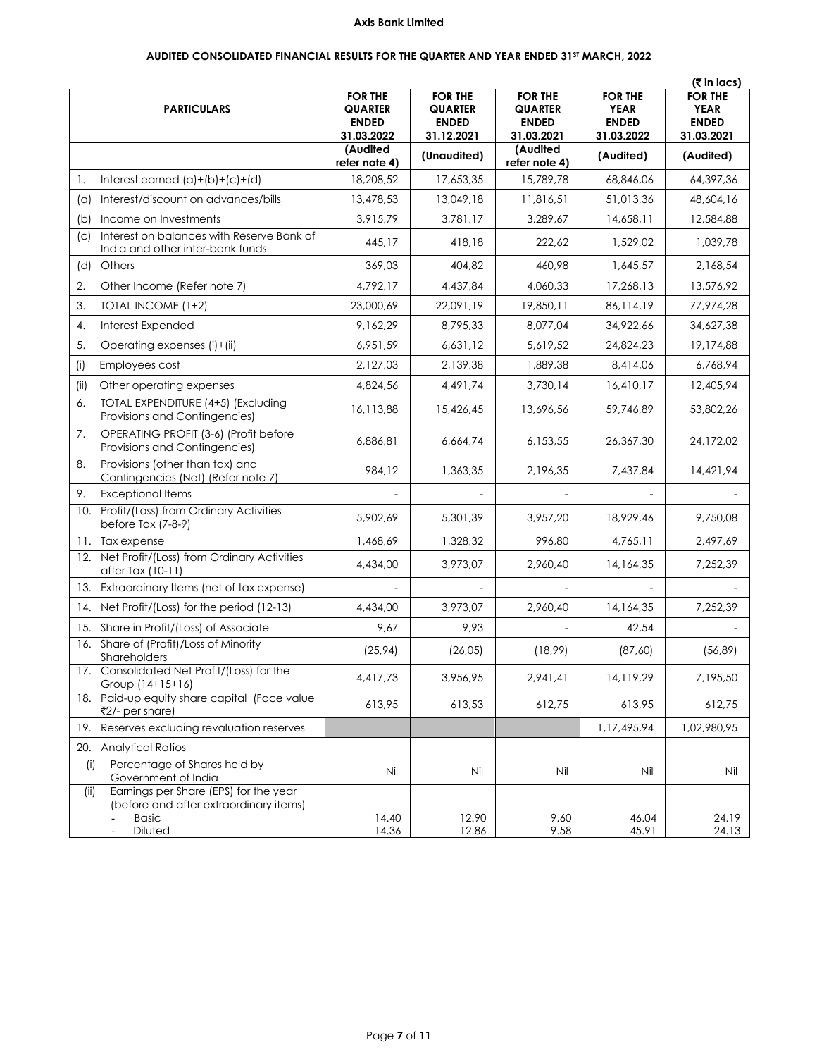**Axis Bank Limited**

**AUDITED CONSOLIDATED FINANCIAL RESULTS FOR THE QUARTER AND YEAR ENDED 31ST MARCH, 2022**

(₹ in lacs)

| | PARTICULARS | FOR THE QUARTER ENDED 31.03.2022 | FOR THE QUARTER ENDED 31.12.2021 | FOR THE QUARTER ENDED 31.03.2021 | FOR THE YEAR ENDED 31.03.2022 | FOR THE YEAR ENDED 31.03.2021 |
|---|---|---|---|---|---|---|
| | | (Audited refer note 4) | (Unaudited) | (Audited refer note 4) | (Audited) | (Audited) |
| 1. | Interest earned (a)+(b)+(c)+(d) | 18,208,52 | 17,653,35 | 15,789,78 | 68,846,06 | 64,397,36 |
| (a) | Interest/discount on advances/bills | 13,478,53 | 13,049,18 | 11,816,51 | 51,013,36 | 48,604,16 |
| (b) | Income on Investments | 3,915,79 | 3,781,17 | 3,289,67 | 14,658,11 | 12,584,88 |
| (c) | Interest on balances with Reserve Bank of India and other inter-bank funds | 445,17 | 418,18 | 222,62 | 1,529,02 | 1,039,78 |
| (d) | Others | 369,03 | 404,82 | 460,98 | 1,645,57 | 2,168,54 |
| 2. | Other Income (Refer note 7) | 4,792,17 | 4,437,84 | 4,060,33 | 17,268,13 | 13,576,92 |
| 3. | TOTAL INCOME (1+2) | 23,000,69 | 22,091,19 | 19,850,11 | 86,114,19 | 77,974,28 |
| 4. | Interest Expended | 9,162,29 | 8,795,33 | 8,077,04 | 34,922,66 | 34,627,38 |
| 5. | Operating expenses (i)+(ii) | 6,951,59 | 6,631,12 | 5,619,52 | 24,824,23 | 19,174,88 |
| (i) | Employees cost | 2,127,03 | 2,139,38 | 1,889,38 | 8,414,06 | 6,768,94 |
| (ii) | Other operating expenses | 4,824,56 | 4,491,74 | 3,730,14 | 16,410,17 | 12,405,94 |
| 6. | TOTAL EXPENDITURE (4+5) (Excluding Provisions and Contingencies) | 16,113,88 | 15,426,45 | 13,696,56 | 59,746,89 | 53,802,26 |
| 7. | OPERATING PROFIT (3-6) (Profit before Provisions and Contingencies) | 6,886,81 | 6,664,74 | 6,153,55 | 26,367,30 | 24,172,02 |
| 8. | Provisions (other than tax) and Contingencies (Net) (Refer note 7) | 984,12 | 1,363,35 | 2,196,35 | 7,437,84 | 14,421,94 |
| 9. | Exceptional Items | - | - | - | - | - |
| 10. | Profit/(Loss) from Ordinary Activities before Tax (7-8-9) | 5,902,69 | 5,301,39 | 3,957,20 | 18,929,46 | 9,750,08 |
| 11. | Tax expense | 1,468,69 | 1,328,32 | 996,80 | 4,765,11 | 2,497,69 |
| 12. | Net Profit/(Loss) from Ordinary Activities after Tax (10-11) | 4,434,00 | 3,973,07 | 2,960,40 | 14,164,35 | 7,252,39 |
| 13. | Extraordinary Items (net of tax expense) | - | - | - | - | - |
| 14. | Net Profit/(Loss) for the period (12-13) | 4,434,00 | 3,973,07 | 2,960,40 | 14,164,35 | 7,252,39 |
| 15. | Share in Profit/(Loss) of Associate | 9,67 | 9,93 | - | 42,54 | - |
| 16. | Share of (Profit)/Loss of Minority Shareholders | (25,94) | (26,05) | (18,99) | (87,60) | (56,89) |
| 17. | Consolidated Net Profit/(Loss) for the Group (14+15+16) | 4,417,73 | 3,956,95 | 2,941,41 | 14,119,29 | 7,195,50 |
| 18. | Paid-up equity share capital (Face value ₹2/- per share) | 613,95 | 613,53 | 612,75 | 613,95 | 612,75 |
| 19. | Reserves excluding revaluation reserves | | | | 1,17,495,94 | 1,02,980,95 |
| 20. | Analytical Ratios | | | | | |
| (i) | Percentage of Shares held by Government of India | Nil | Nil | Nil | Nil | Nil |
| (ii) | Earnings per Share (EPS) for the year (before and after extraordinary items) | | | | | |
| | - Basic | 14.40 | 12.90 | 9.60 | 46.04 | 24.19 |
| | - Diluted | 14.36 | 12.86 | 9.58 | 45.91 | 24.13 |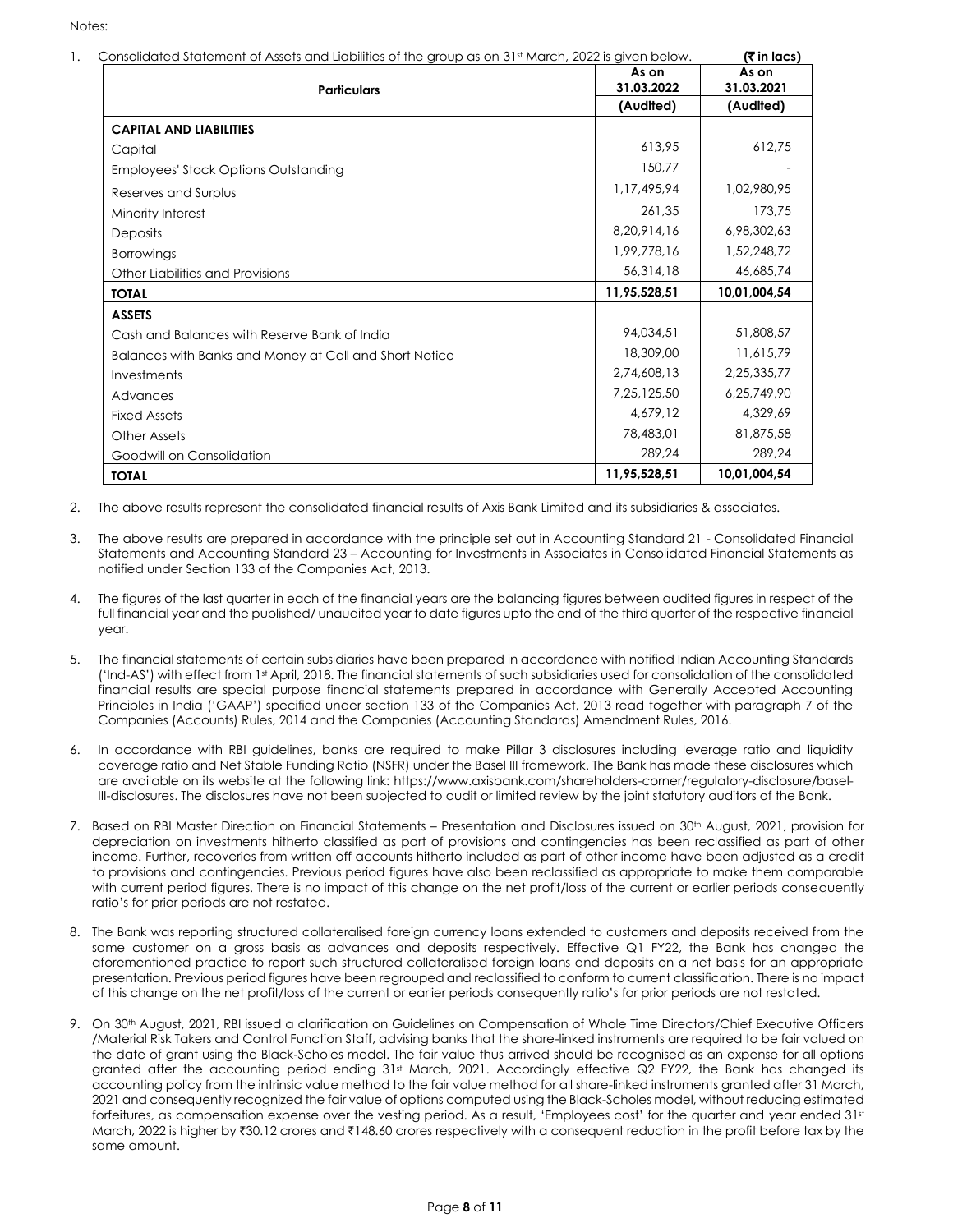Notes:

1. Consolidated Statement of Assets and Liabilities of the group as on 31st March, 2022 is given below. **(₹ in lacs)**

| Particulars | As on 31.03.2022 (Audited) | As on 31.03.2021 (Audited) |
|---|---|---|
| **CAPITAL AND LIABILITIES** | | |
| Capital | 613,95 | 612,75 |
| Employees' Stock Options Outstanding | 150,77 | - |
| Reserves and Surplus | 1,17,495,94 | 1,02,980,95 |
| Minority Interest | 261,35 | 173,75 |
| Deposits | 8,20,914,16 | 6,98,302,63 |
| Borrowings | 1,99,778,16 | 1,52,248,72 |
| Other Liabilities and Provisions | 56,314,18 | 46,685,74 |
| **TOTAL** | **11,95,528,51** | **10,01,004,54** |
| **ASSETS** | | |
| Cash and Balances with Reserve Bank of India | 94,034,51 | 51,808,57 |
| Balances with Banks and Money at Call and Short Notice | 18,309,00 | 11,615,79 |
| Investments | 2,74,608,13 | 2,25,335,77 |
| Advances | 7,25,125,50 | 6,25,749,90 |
| Fixed Assets | 4,679,12 | 4,329,69 |
| Other Assets | 78,483,01 | 81,875,58 |
| Goodwill on Consolidation | 289,24 | 289,24 |
| **TOTAL** | **11,95,528,51** | **10,01,004,54** |

2. The above results represent the consolidated financial results of Axis Bank Limited and its subsidiaries & associates.

3. The above results are prepared in accordance with the principle set out in Accounting Standard 21 - Consolidated Financial Statements and Accounting Standard 23 – Accounting for Investments in Associates in Consolidated Financial Statements as notified under Section 133 of the Companies Act, 2013.

4. The figures of the last quarter in each of the financial years are the balancing figures between audited figures in respect of the full financial year and the published/ unaudited year to date figures upto the end of the third quarter of the respective financial year.

5. The financial statements of certain subsidiaries have been prepared in accordance with notified Indian Accounting Standards ('Ind-AS') with effect from 1st April, 2018. The financial statements of such subsidiaries used for consolidation of the consolidated financial results are special purpose financial statements prepared in accordance with Generally Accepted Accounting Principles in India ('GAAP') specified under section 133 of the Companies Act, 2013 read together with paragraph 7 of the Companies (Accounts) Rules, 2014 and the Companies (Accounting Standards) Amendment Rules, 2016.

6. In accordance with RBI guidelines, banks are required to make Pillar 3 disclosures including leverage ratio and liquidity coverage ratio and Net Stable Funding Ratio (NSFR) under the Basel III framework. The Bank has made these disclosures which are available on its website at the following link: https://www.axisbank.com/shareholders-corner/regulatory-disclosure/basel-III-disclosures. The disclosures have not been subjected to audit or limited review by the joint statutory auditors of the Bank.

7. Based on RBI Master Direction on Financial Statements – Presentation and Disclosures issued on 30th August, 2021, provision for depreciation on investments hitherto classified as part of provisions and contingencies has been reclassified as part of other income. Further, recoveries from written off accounts hitherto included as part of other income have been adjusted as a credit to provisions and contingencies. Previous period figures have also been reclassified as appropriate to make them comparable with current period figures. There is no impact of this change on the net profit/loss of the current or earlier periods consequently ratio's for prior periods are not restated.

8. The Bank was reporting structured collateralised foreign currency loans extended to customers and deposits received from the same customer on a gross basis as advances and deposits respectively. Effective Q1 FY22, the Bank has changed the aforementioned practice to report such structured collateralised foreign loans and deposits on a net basis for an appropriate presentation. Previous period figures have been regrouped and reclassified to conform to current classification. There is no impact of this change on the net profit/loss of the current or earlier periods consequently ratio's for prior periods are not restated.

9. On 30th August, 2021, RBI issued a clarification on Guidelines on Compensation of Whole Time Directors/Chief Executive Officers /Material Risk Takers and Control Function Staff, advising banks that the share-linked instruments are required to be fair valued on the date of grant using the Black-Scholes model. The fair value thus arrived should be recognised as an expense for all options granted after the accounting period ending 31st March, 2021. Accordingly effective Q2 FY22, the Bank has changed its accounting policy from the intrinsic value method to the fair value method for all share-linked instruments granted after 31 March, 2021 and consequently recognized the fair value of options computed using the Black-Scholes model, without reducing estimated forfeitures, as compensation expense over the vesting period. As a result, 'Employees cost' for the quarter and year ended 31st March, 2022 is higher by ₹30.12 crores and ₹148.60 crores respectively with a consequent reduction in the profit before tax by the same amount.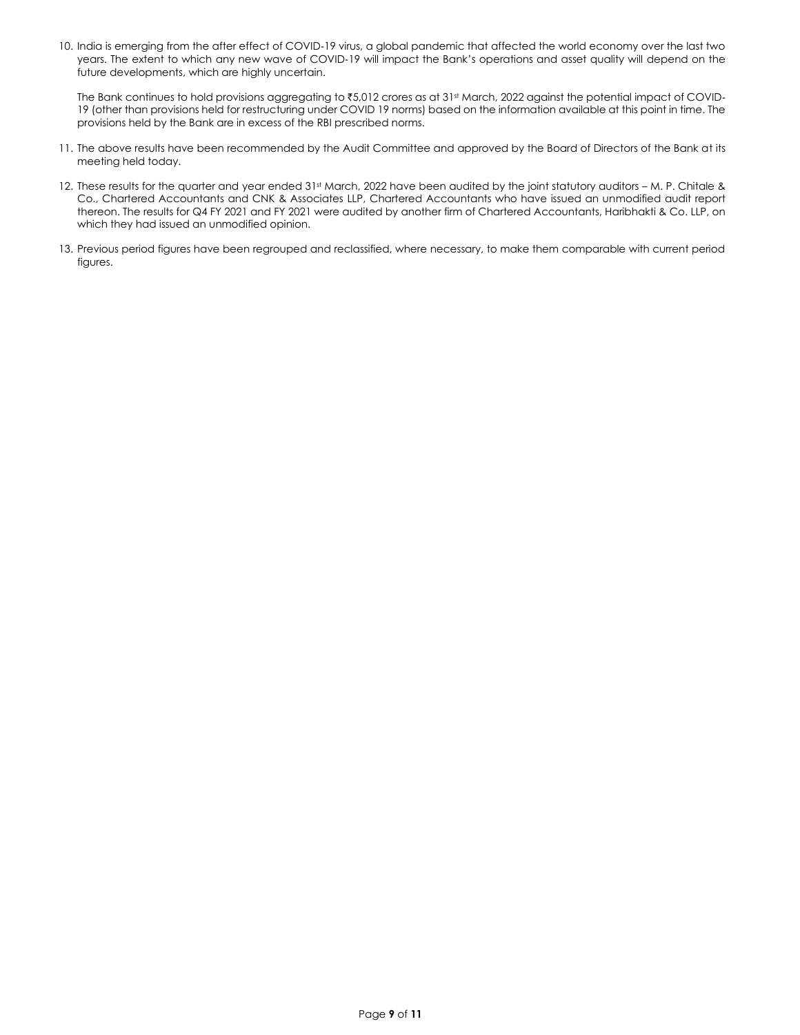10. India is emerging from the after effect of COVID-19 virus, a global pandemic that affected the world economy over the last two years. The extent to which any new wave of COVID-19 will impact the Bank's operations and asset quality will depend on the future developments, which are highly uncertain.

    The Bank continues to hold provisions aggregating to ₹5,012 crores as at 31st March, 2022 against the potential impact of COVID-19 (other than provisions held for restructuring under COVID 19 norms) based on the information available at this point in time. The provisions held by the Bank are in excess of the RBI prescribed norms.

11. The above results have been recommended by the Audit Committee and approved by the Board of Directors of the Bank at its meeting held today.

12. These results for the quarter and year ended 31st March, 2022 have been audited by the joint statutory auditors – M. P. Chitale & Co., Chartered Accountants and CNK & Associates LLP, Chartered Accountants who have issued an unmodified audit report thereon. The results for Q4 FY 2021 and FY 2021 were audited by another firm of Chartered Accountants, Haribhakti & Co. LLP, on which they had issued an unmodified opinion.

13. Previous period figures have been regrouped and reclassified, where necessary, to make them comparable with current period figures.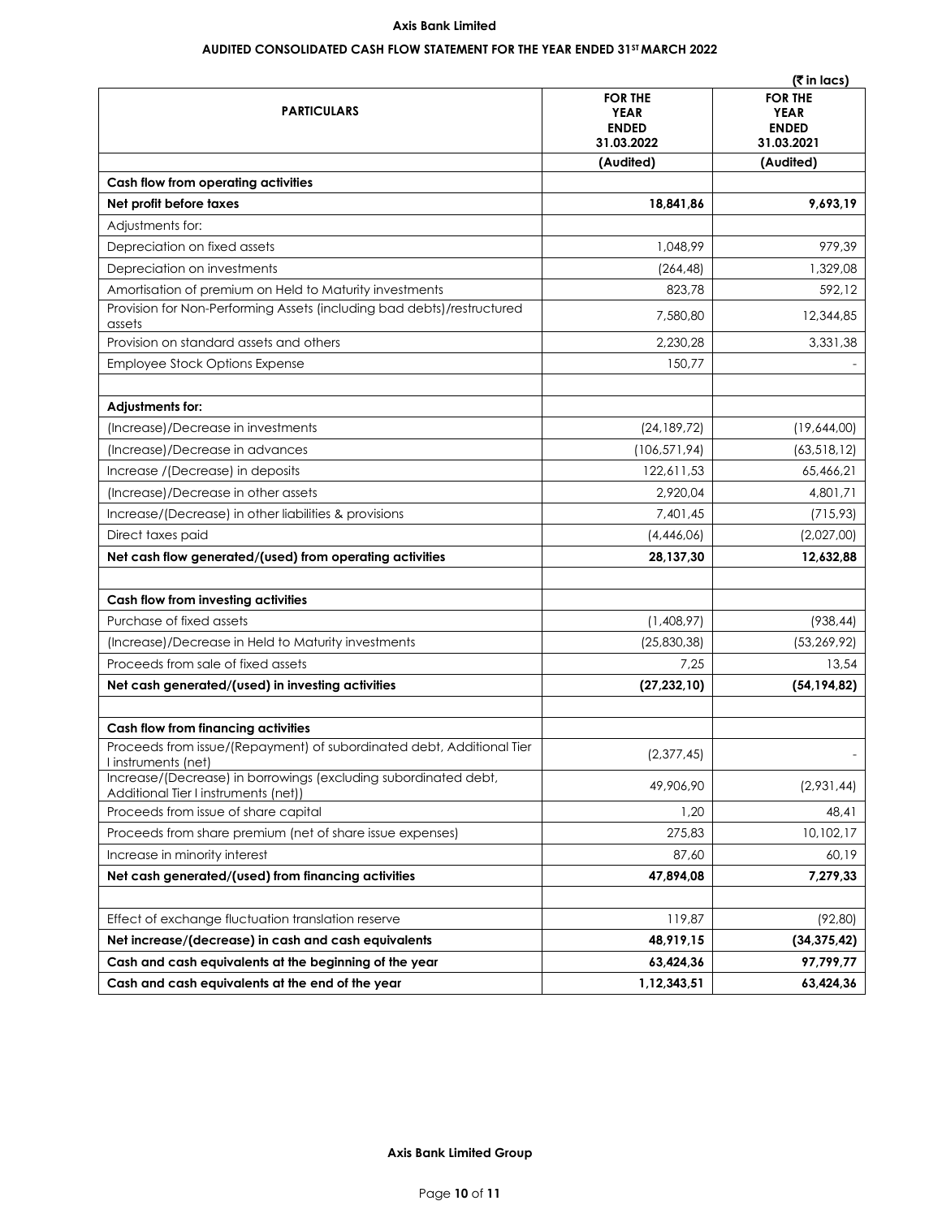**Axis Bank Limited**

**AUDITED CONSOLIDATED CASH FLOW STATEMENT FOR THE YEAR ENDED 31ST MARCH 2022**

(₹ in lacs)

| PARTICULARS | FOR THE YEAR ENDED 31.03.2022 | FOR THE YEAR ENDED 31.03.2021 |
|---|---|---|
| | (Audited) | (Audited) |
| **Cash flow from operating activities** | | |
| **Net profit before taxes** | **18,841,86** | **9,693,19** |
| Adjustments for: | | |
| Depreciation on fixed assets | 1,048,99 | 979,39 |
| Depreciation on investments | (264,48) | 1,329,08 |
| Amortisation of premium on Held to Maturity investments | 823,78 | 592,12 |
| Provision for Non-Performing Assets (including bad debts)/restructured assets | 7,580,80 | 12,344,85 |
| Provision on standard assets and others | 2,230,28 | 3,331,38 |
| Employee Stock Options Expense | 150,77 | - |
| | | |
| **Adjustments for:** | | |
| (Increase)/Decrease in investments | (24,189,72) | (19,644,00) |
| (Increase)/Decrease in advances | (106,571,94) | (63,518,12) |
| Increase /(Decrease) in deposits | 122,611,53 | 65,466,21 |
| (Increase)/Decrease in other assets | 2,920,04 | 4,801,71 |
| Increase/(Decrease) in other liabilities & provisions | 7,401,45 | (715,93) |
| Direct taxes paid | (4,446,06) | (2,027,00) |
| **Net cash flow generated/(used) from operating activities** | **28,137,30** | **12,632,88** |
| | | |
| **Cash flow from investing activities** | | |
| Purchase of fixed assets | (1,408,97) | (938,44) |
| (Increase)/Decrease in Held to Maturity investments | (25,830,38) | (53,269,92) |
| Proceeds from sale of fixed assets | 7,25 | 13,54 |
| **Net cash generated/(used) in investing activities** | **(27,232,10)** | **(54,194,82)** |
| | | |
| **Cash flow from financing activities** | | |
| Proceeds from issue/(Repayment) of subordinated debt, Additional Tier I instruments (net) | (2,377,45) | - |
| Increase/(Decrease) in borrowings (excluding subordinated debt, Additional Tier I instruments (net)) | 49,906,90 | (2,931,44) |
| Proceeds from issue of share capital | 1,20 | 48,41 |
| Proceeds from share premium (net of share issue expenses) | 275,83 | 10,102,17 |
| Increase in minority interest | 87,60 | 60,19 |
| **Net cash generated/(used) from financing activities** | **47,894,08** | **7,279,33** |
| | | |
| Effect of exchange fluctuation translation reserve | 119,87 | (92,80) |
| **Net increase/(decrease) in cash and cash equivalents** | **48,919,15** | **(34,375,42)** |
| **Cash and cash equivalents at the beginning of the year** | **63,424,36** | **97,799,77** |
| **Cash and cash equivalents at the end of the year** | **1,12,343,51** | **63,424,36** |

**Axis Bank Limited Group**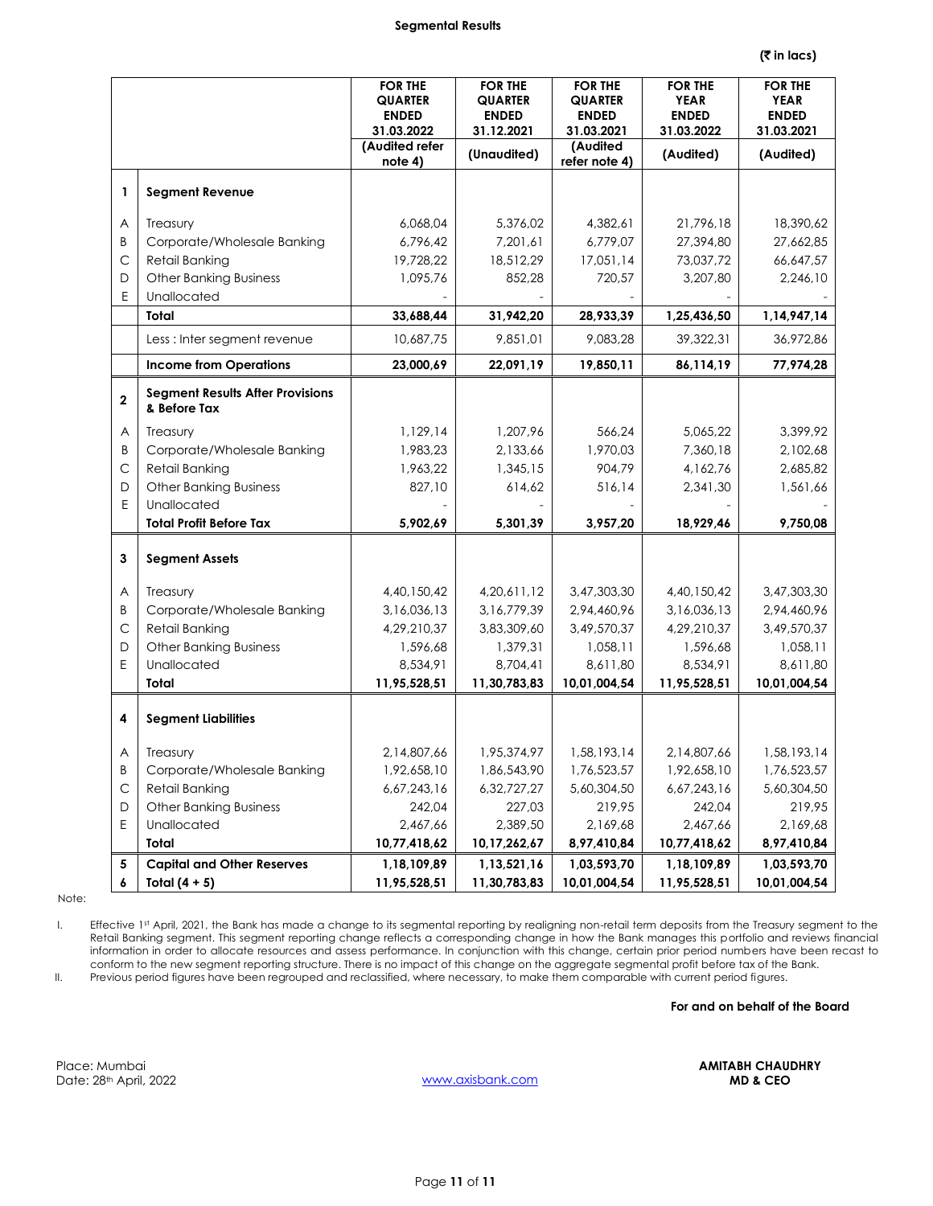## Segmental Results

(₹ in lacs)

| | | FOR THE QUARTER ENDED 31.03.2022 | FOR THE QUARTER ENDED 31.12.2021 | FOR THE QUARTER ENDED 31.03.2021 | FOR THE YEAR ENDED 31.03.2022 | FOR THE YEAR ENDED 31.03.2021 |
|---|---|---|---|---|---|---|
| | | (Audited refer note 4) | (Unaudited) | (Audited refer note 4) | (Audited) | (Audited) |
| **1** | **Segment Revenue** | | | | | |
| A | Treasury | 6,068,04 | 5,376,02 | 4,382,61 | 21,796,18 | 18,390,62 |
| B | Corporate/Wholesale Banking | 6,796,42 | 7,201,61 | 6,779,07 | 27,394,80 | 27,662,85 |
| C | Retail Banking | 19,728,22 | 18,512,29 | 17,051,14 | 73,037,72 | 66,647,57 |
| D | Other Banking Business | 1,095,76 | 852,28 | 720,57 | 3,207,80 | 2,246,10 |
| E | Unallocated | - | - | - | - | - |
| | **Total** | **33,688,44** | **31,942,20** | **28,933,39** | **1,25,436,50** | **1,14,947,14** |
| | Less : Inter segment revenue | 10,687,75 | 9,851,01 | 9,083,28 | 39,322,31 | 36,972,86 |
| | **Income from Operations** | **23,000,69** | **22,091,19** | **19,850,11** | **86,114,19** | **77,974,28** |
| **2** | **Segment Results After Provisions & Before Tax** | | | | | |
| A | Treasury | 1,129,14 | 1,207,96 | 566,24 | 5,065,22 | 3,399,92 |
| B | Corporate/Wholesale Banking | 1,983,23 | 2,133,66 | 1,970,03 | 7,360,18 | 2,102,68 |
| C | Retail Banking | 1,963,22 | 1,345,15 | 904,79 | 4,162,76 | 2,685,82 |
| D | Other Banking Business | 827,10 | 614,62 | 516,14 | 2,341,30 | 1,561,66 |
| E | Unallocated | - | - | - | - | - |
| | **Total Profit Before Tax** | **5,902,69** | **5,301,39** | **3,957,20** | **18,929,46** | **9,750,08** |
| **3** | **Segment Assets** | | | | | |
| A | Treasury | 4,40,150,42 | 4,20,611,12 | 3,47,303,30 | 4,40,150,42 | 3,47,303,30 |
| B | Corporate/Wholesale Banking | 3,16,036,13 | 3,16,779,39 | 2,94,460,96 | 3,16,036,13 | 2,94,460,96 |
| C | Retail Banking | 4,29,210,37 | 3,83,309,60 | 3,49,570,37 | 4,29,210,37 | 3,49,570,37 |
| D | Other Banking Business | 1,596,68 | 1,379,31 | 1,058,11 | 1,596,68 | 1,058,11 |
| E | Unallocated | 8,534,91 | 8,704,41 | 8,611,80 | 8,534,91 | 8,611,80 |
| | **Total** | **11,95,528,51** | **11,30,783,83** | **10,01,004,54** | **11,95,528,51** | **10,01,004,54** |
| **4** | **Segment Liabilities** | | | | | |
| A | Treasury | 2,14,807,66 | 1,95,374,97 | 1,58,193,14 | 2,14,807,66 | 1,58,193,14 |
| B | Corporate/Wholesale Banking | 1,92,658,10 | 1,86,543,90 | 1,76,523,57 | 1,92,658,10 | 1,76,523,57 |
| C | Retail Banking | 6,67,243,16 | 6,32,727,27 | 5,60,304,50 | 6,67,243,16 | 5,60,304,50 |
| D | Other Banking Business | 242,04 | 227,03 | 219,95 | 242,04 | 219,95 |
| E | Unallocated | 2,467,66 | 2,389,50 | 2,169,68 | 2,467,66 | 2,169,68 |
| | **Total** | **10,77,418,62** | **10,17,262,67** | **8,97,410,84** | **10,77,418,62** | **8,97,410,84** |
| **5** | **Capital and Other Reserves** | **1,18,109,89** | **1,13,521,16** | **1,03,593,70** | **1,18,109,89** | **1,03,593,70** |
| **6** | **Total (4 + 5)** | **11,95,528,51** | **11,30,783,83** | **10,01,004,54** | **11,95,528,51** | **10,01,004,54** |

Note:

I. Effective 1st April, 2021, the Bank has made a change to its segmental reporting by realigning non-retail term deposits from the Treasury segment to the Retail Banking segment. This segment reporting change reflects a corresponding change in how the Bank manages this portfolio and reviews financial information in order to allocate resources and assess performance. In conjunction with this change, certain prior period numbers have been recast to conform to the new segment reporting structure. There is no impact of this change on the aggregate segmental profit before tax of the Bank.

II. Previous period figures have been regrouped and reclassified, where necessary, to make them comparable with current period figures.

**For and on behalf of the Board**

Place: Mumbai
Date: 28th April, 2022

www.axisbank.com

**AMITABH CHAUDHRY**
**MD & CEO**